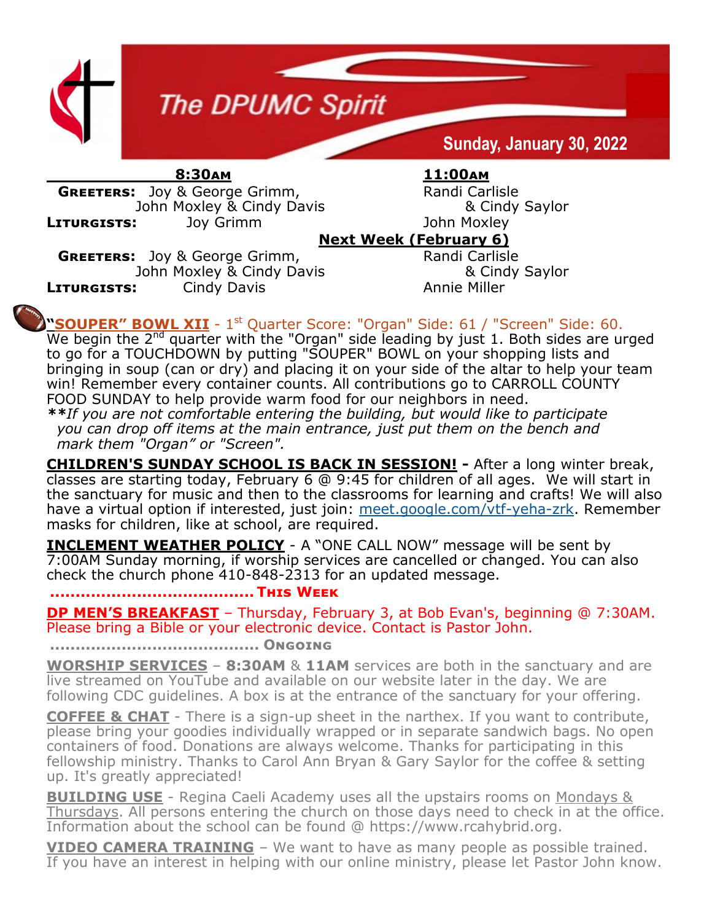# The DPUMC Spirit

**Sunday, January 30, 2022**

| | 8:30AM | 11:00AM |
|---|---|---|
| **GREETERS:** | Joy & George Grimm, John Moxley & Cindy Davis | Randi Carlisle & Cindy Saylor |
| **LITURGISTS:** | Joy Grimm | John Moxley |

**Next Week (February 6)**

| | 8:30AM | 11:00AM |
|---|---|---|
| **GREETERS:** | Joy & George Grimm, John Moxley & Cindy Davis | Randi Carlisle & Cindy Saylor |
| **LITURGISTS:** | Cindy Davis | Annie Miller |

**"SOUPER" BOWL XII** - 1st Quarter Score: "Organ" Side: 61 / "Screen" Side: 60. We begin the 2nd quarter with the "Organ" side leading by just 1. Both sides are urged to go for a TOUCHDOWN by putting "SOUPER" BOWL on your shopping lists and bringing in soup (can or dry) and placing it on your side of the altar to help your team win! Remember every container counts. All contributions go to CARROLL COUNTY FOOD SUNDAY to help provide warm food for our neighbors in need.

***If you are not comfortable entering the building, but would like to participate you can drop off items at the main entrance, just put them on the bench and mark them "Organ" or "Screen".*

**CHILDREN'S SUNDAY SCHOOL IS BACK IN SESSION! -** After a long winter break, classes are starting today, February 6 @ 9:45 for children of all ages. We will start in the sanctuary for music and then to the classrooms for learning and crafts! We will also have a virtual option if interested, just join: meet.google.com/vtf-yeha-zrk. Remember masks for children, like at school, are required.

**INCLEMENT WEATHER POLICY** - A "ONE CALL NOW" message will be sent by 7:00AM Sunday morning, if worship services are cancelled or changed. You can also check the church phone 410-848-2313 for an updated message.

**........................................ THIS WEEK**

**DP MEN'S BREAKFAST** – Thursday, February 3, at Bob Evan's, beginning @ 7:30AM. Please bring a Bible or your electronic device. Contact is Pastor John.

**........................................ ONGOING**

**WORSHIP SERVICES** – **8:30AM** & **11AM** services are both in the sanctuary and are live streamed on YouTube and available on our website later in the day. We are following CDC guidelines. A box is at the entrance of the sanctuary for your offering.

**COFFEE & CHAT** - There is a sign-up sheet in the narthex. If you want to contribute, please bring your goodies individually wrapped or in separate sandwich bags. No open containers of food. Donations are always welcome. Thanks for participating in this fellowship ministry. Thanks to Carol Ann Bryan & Gary Saylor for the coffee & setting up. It's greatly appreciated!

**BUILDING USE** - Regina Caeli Academy uses all the upstairs rooms on Mondays & Thursdays. All persons entering the church on those days need to check in at the office. Information about the school can be found @ https://www.rcahybrid.org.

**VIDEO CAMERA TRAINING** – We want to have as many people as possible trained. If you have an interest in helping with our online ministry, please let Pastor John know.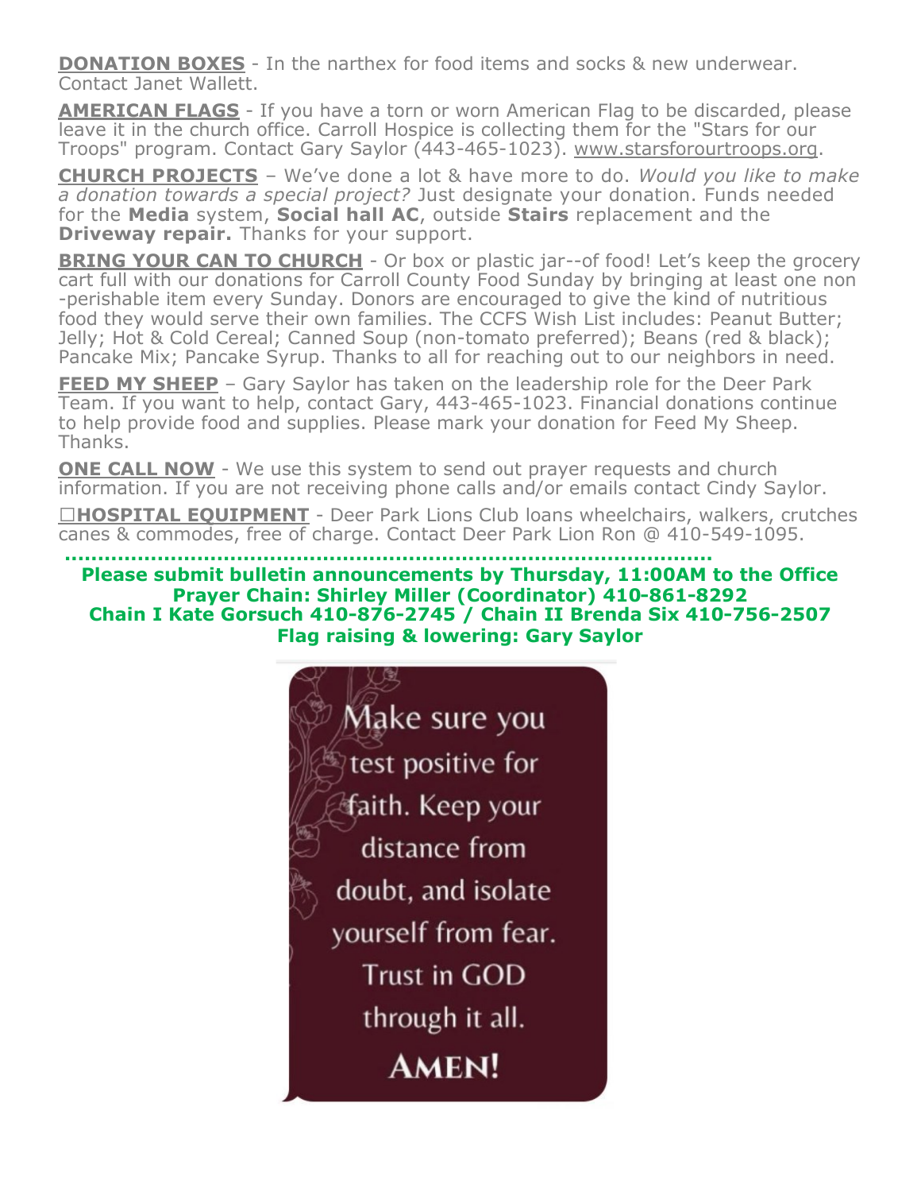**DONATION BOXES** - In the narthex for food items and socks & new underwear. Contact Janet Wallett.

**AMERICAN FLAGS** - If you have a torn or worn American Flag to be discarded, please leave it in the church office. Carroll Hospice is collecting them for the "Stars for our Troops" program. Contact Gary Saylor (443-465-1023). www.starsforourtroops.org.

**CHURCH PROJECTS** – We've done a lot & have more to do. *Would you like to make a donation towards a special project?* Just designate your donation. Funds needed for the **Media** system, **Social hall AC**, outside **Stairs** replacement and the **Driveway repair.** Thanks for your support.

**BRING YOUR CAN TO CHURCH** - Or box or plastic jar--of food! Let's keep the grocery cart full with our donations for Carroll County Food Sunday by bringing at least one non -perishable item every Sunday. Donors are encouraged to give the kind of nutritious food they would serve their own families. The CCFS Wish List includes: Peanut Butter; Jelly; Hot & Cold Cereal; Canned Soup (non-tomato preferred); Beans (red & black); Pancake Mix; Pancake Syrup. Thanks to all for reaching out to our neighbors in need.

**FEED MY SHEEP** – Gary Saylor has taken on the leadership role for the Deer Park Team. If you want to help, contact Gary, 443-465-1023. Financial donations continue to help provide food and supplies. Please mark your donation for Feed My Sheep. Thanks.

**ONE CALL NOW** - We use this system to send out prayer requests and church information. If you are not receiving phone calls and/or emails contact Cindy Saylor.

☐**HOSPITAL EQUIPMENT** - Deer Park Lions Club loans wheelchairs, walkers, crutches canes & commodes, free of charge. Contact Deer Park Lion Ron @ 410-549-1095.

**Please submit bulletin announcements by Thursday, 11:00AM to the Office**
**Prayer Chain: Shirley Miller (Coordinator) 410-861-8292**
**Chain I Kate Gorsuch 410-876-2745 / Chain II Brenda Six 410-756-2507**
**Flag raising & lowering: Gary Saylor**

Make sure you test positive for faith. Keep your distance from doubt, and isolate yourself from fear. Trust in GOD through it all.

**AMEN!**